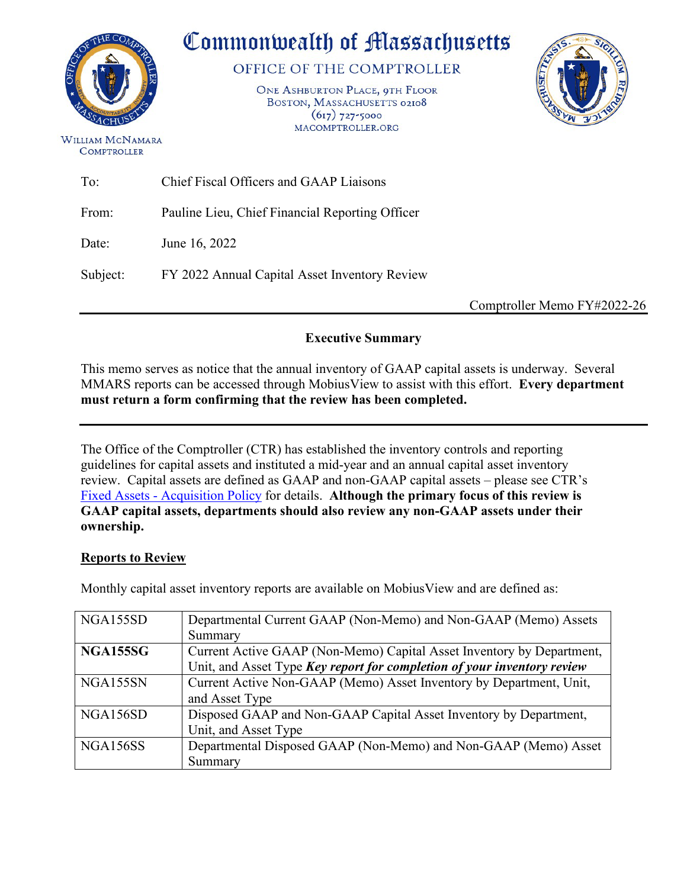# Commonwealth of Massachusetts

OFFICE OF THE COMPTROLLER

ONE ASHBURTON PLACE, 9TH FLOOR
BOSTON, MASSACHUSETTS 02108
(617) 727-5000
MACOMPTROLLER.ORG

WILLIAM MCNAMARA
COMPTROLLER

To: Chief Fiscal Officers and GAAP Liaisons

From: Pauline Lieu, Chief Financial Reporting Officer

Date: June 16, 2022

Subject: FY 2022 Annual Capital Asset Inventory Review

Comptroller Memo FY#2022-26

---

**Executive Summary**

This memo serves as notice that the annual inventory of GAAP capital assets is underway. Several MMARS reports can be accessed through MobiusView to assist with this effort. **Every department must return a form confirming that the review has been completed.**

---

The Office of the Comptroller (CTR) has established the inventory controls and reporting guidelines for capital assets and instituted a mid-year and an annual capital asset inventory review. Capital assets are defined as GAAP and non-GAAP capital assets – please see CTR's Fixed Assets - Acquisition Policy for details. **Although the primary focus of this review is GAAP capital assets, departments should also review any non-GAAP assets under their ownership.**

**Reports to Review**

Monthly capital asset inventory reports are available on MobiusView and are defined as:

| | |
|---|---|
| NGA155SD | Departmental Current GAAP (Non-Memo) and Non-GAAP (Memo) Assets Summary |
| **NGA155SG** | Current Active GAAP (Non-Memo) Capital Asset Inventory by Department, Unit, and Asset Type ***Key report for completion of your inventory review*** |
| NGA155SN | Current Active Non-GAAP (Memo) Asset Inventory by Department, Unit, and Asset Type |
| NGA156SD | Disposed GAAP and Non-GAAP Capital Asset Inventory by Department, Unit, and Asset Type |
| NGA156SS | Departmental Disposed GAAP (Non-Memo) and Non-GAAP (Memo) Asset Summary |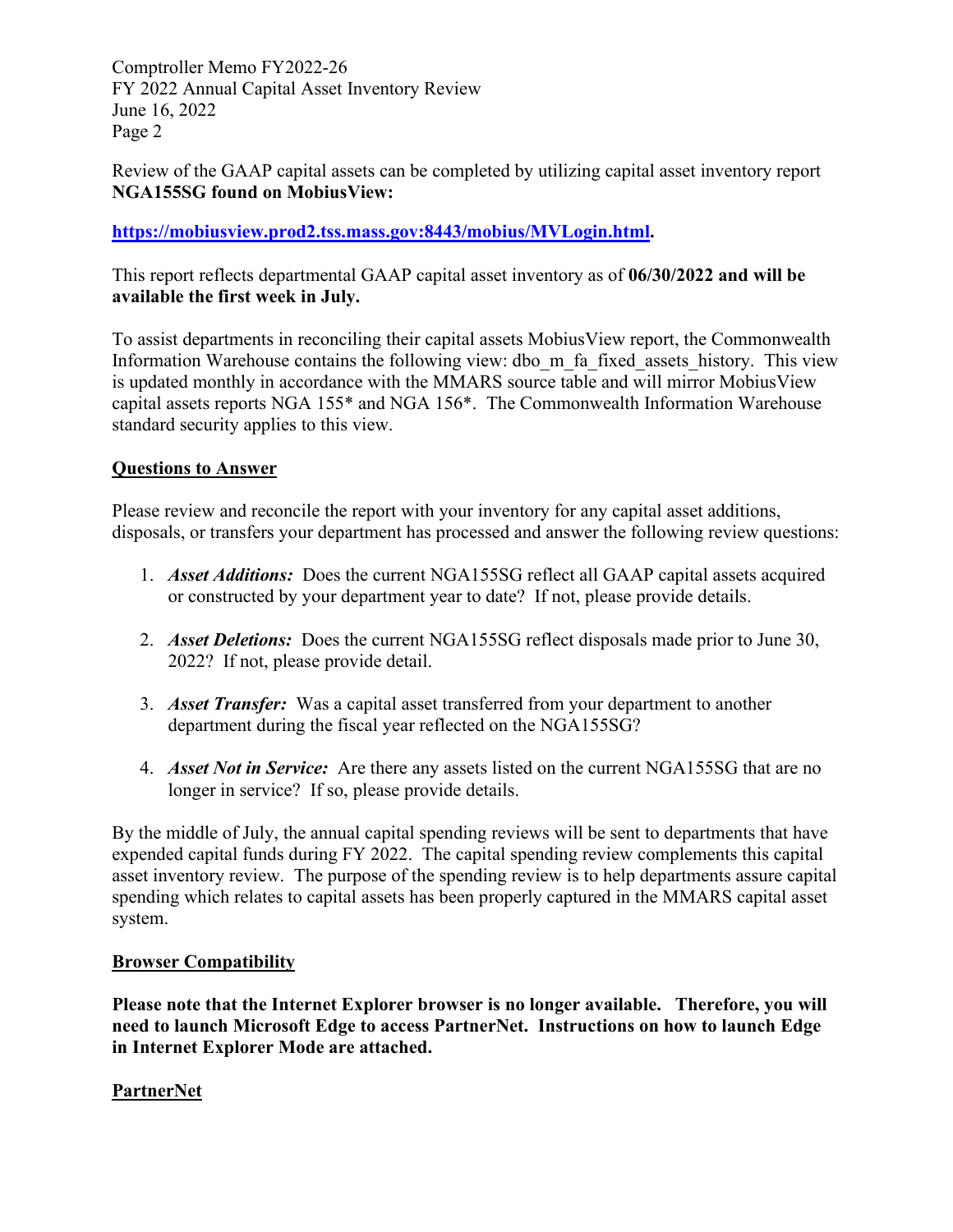Review of the GAAP capital assets can be completed by utilizing capital asset inventory report **NGA155SG found on MobiusView:**

**[https://mobiusview.prod2.tss.mass.gov:8443/mobius/MVLogin.html](https://mobiusview.prod2.tss.mass.gov:8443/mobius/MVLogin.html).**

This report reflects departmental GAAP capital asset inventory as of **06/30/2022 and will be available the first week in July.**

To assist departments in reconciling their capital assets MobiusView report, the Commonwealth Information Warehouse contains the following view: dbo_m_fa_fixed_assets_history. This view is updated monthly in accordance with the MMARS source table and will mirror MobiusView capital assets reports NGA 155* and NGA 156*. The Commonwealth Information Warehouse standard security applies to this view.

## Questions to Answer

Please review and reconcile the report with your inventory for any capital asset additions, disposals, or transfers your department has processed and answer the following review questions:

1. ***Asset Additions:*** Does the current NGA155SG reflect all GAAP capital assets acquired or constructed by your department year to date? If not, please provide details.

2. ***Asset Deletions:*** Does the current NGA155SG reflect disposals made prior to June 30, 2022? If not, please provide detail.

3. ***Asset Transfer:*** Was a capital asset transferred from your department to another department during the fiscal year reflected on the NGA155SG?

4. ***Asset Not in Service:*** Are there any assets listed on the current NGA155SG that are no longer in service? If so, please provide details.

By the middle of July, the annual capital spending reviews will be sent to departments that have expended capital funds during FY 2022. The capital spending review complements this capital asset inventory review. The purpose of the spending review is to help departments assure capital spending which relates to capital assets has been properly captured in the MMARS capital asset system.

## Browser Compatibility

**Please note that the Internet Explorer browser is no longer available. Therefore, you will need to launch Microsoft Edge to access PartnerNet. Instructions on how to launch Edge in Internet Explorer Mode are attached.**

## PartnerNet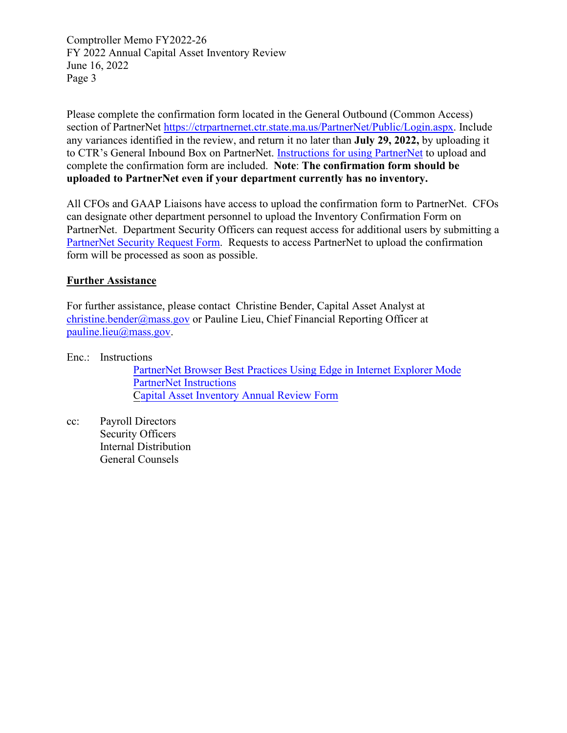Please complete the confirmation form located in the General Outbound (Common Access) section of PartnerNet https://ctrpartnernet.ctr.state.ma.us/PartnerNet/Public/Login.aspx. Include any variances identified in the review, and return it no later than **July 29, 2022,** by uploading it to CTR's General Inbound Box on PartnerNet. Instructions for using PartnerNet to upload and complete the confirmation form are included. **Note**: **The confirmation form should be uploaded to PartnerNet even if your department currently has no inventory.**

All CFOs and GAAP Liaisons have access to upload the confirmation form to PartnerNet. CFOs can designate other department personnel to upload the Inventory Confirmation Form on PartnerNet. Department Security Officers can request access for additional users by submitting a PartnerNet Security Request Form. Requests to access PartnerNet to upload the confirmation form will be processed as soon as possible.

## Further Assistance

For further assistance, please contact Christine Bender, Capital Asset Analyst at christine.bender@mass.gov or Pauline Lieu, Chief Financial Reporting Officer at pauline.lieu@mass.gov.

Enc.: Instructions

- PartnerNet Browser Best Practices Using Edge in Internet Explorer Mode
- PartnerNet Instructions
- Capital Asset Inventory Annual Review Form

cc: Payroll Directors
Security Officers
Internal Distribution
General Counsels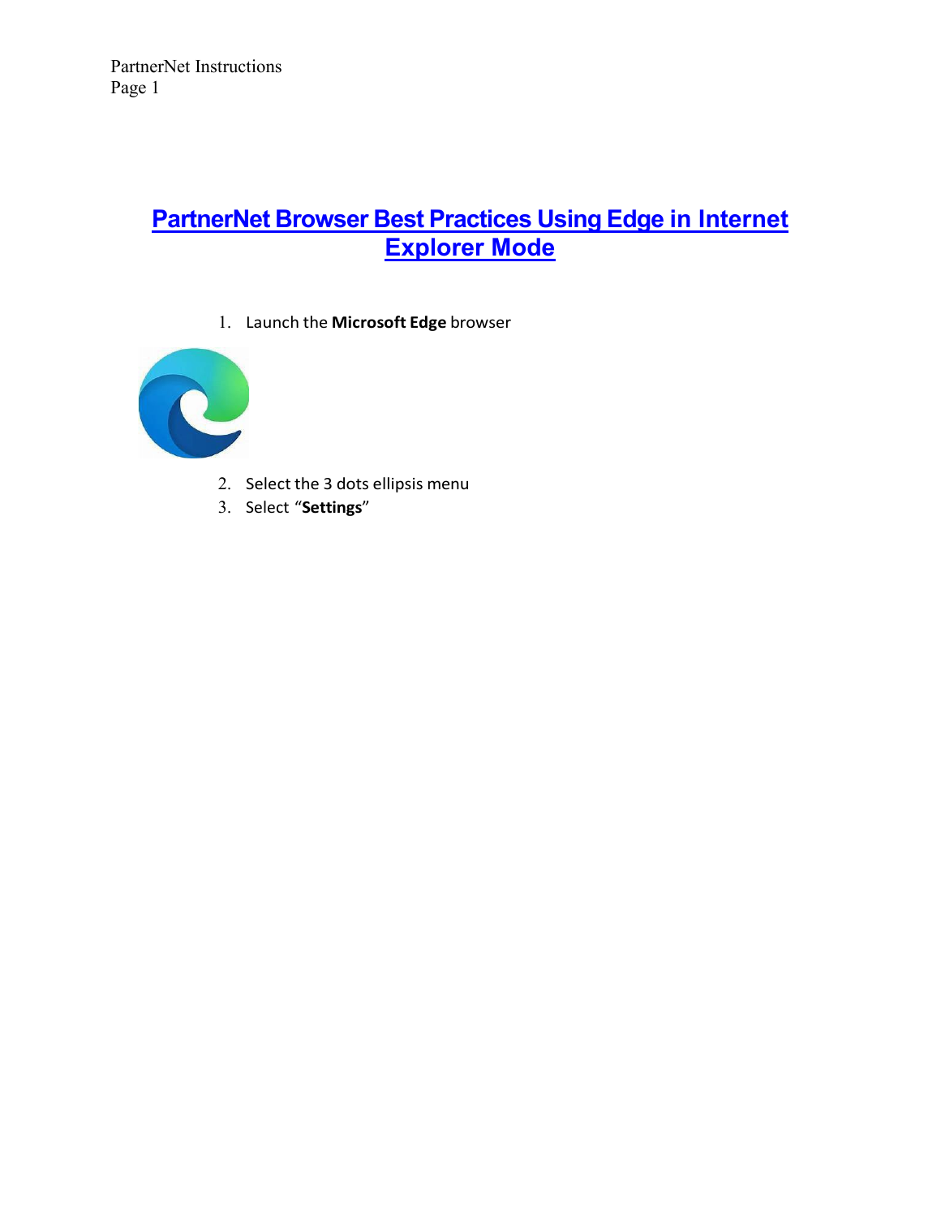# PartnerNet Browser Best Practices Using Edge in Internet Explorer Mode

1. Launch the **Microsoft Edge** browser
2. Select the 3 dots ellipsis menu
3. Select "**Settings**"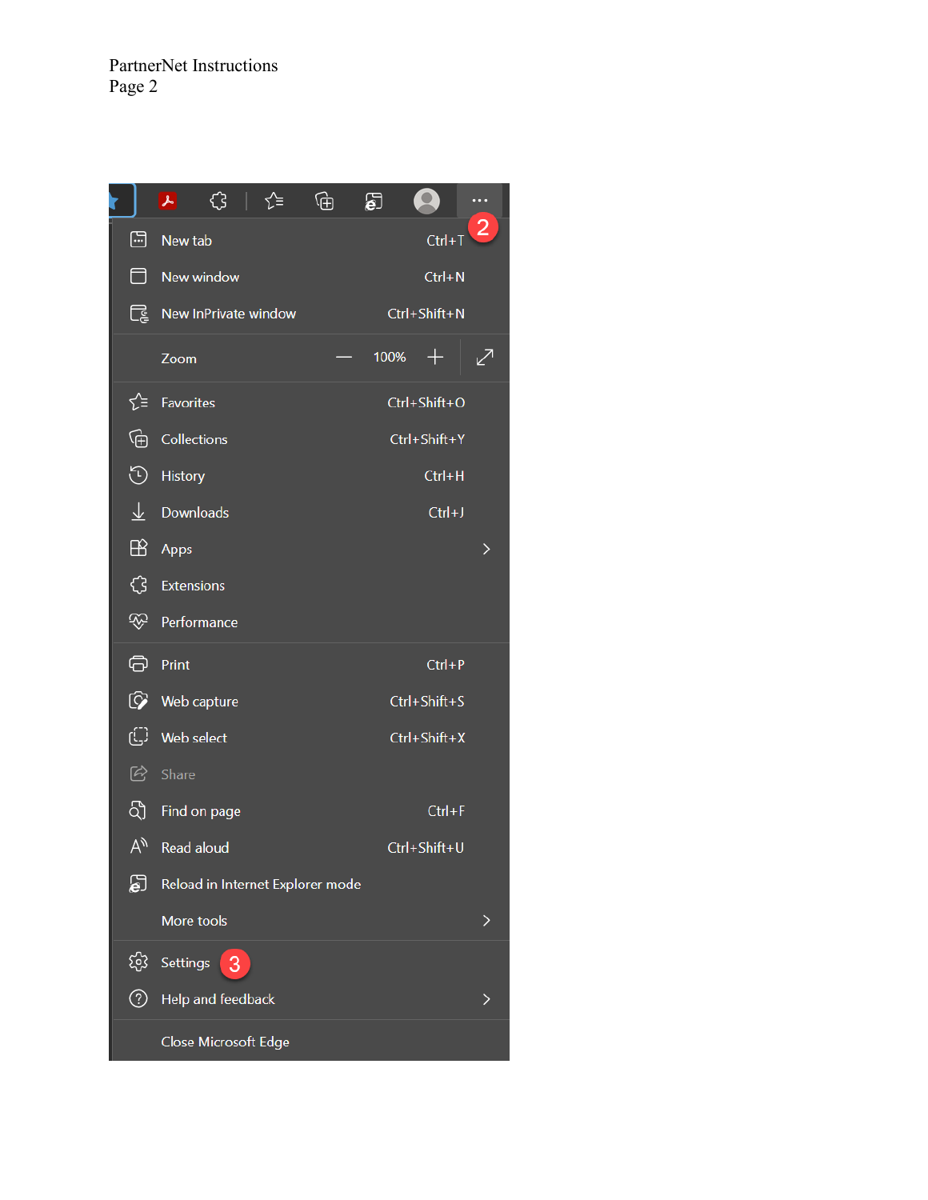- New tab — Ctrl+T
- New window — Ctrl+N
- New InPrivate window — Ctrl+Shift+N
- Zoom — 100%
- Favorites — Ctrl+Shift+O
- Collections — Ctrl+Shift+Y
- History — Ctrl+H
- Downloads — Ctrl+J
- Apps
- Extensions
- Performance
- Print — Ctrl+P
- Web capture — Ctrl+Shift+S
- Web select — Ctrl+Shift+X
- Share
- Find on page — Ctrl+F
- Read aloud — Ctrl+Shift+U
- Reload in Internet Explorer mode
- More tools
- Settings (3)
- Help and feedback
- Close Microsoft Edge

(2)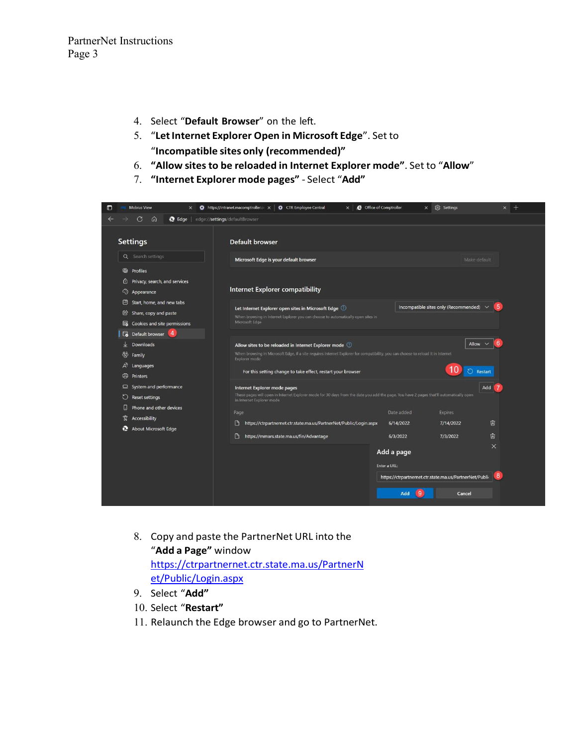4. Select "**Default Browser**" on the left.
5. "**Let Internet Explorer Open in Microsoft Edge**". Set to "**Incompatible sites only (recommended)**"
6. "**Allow sites to be reloaded in Internet Explorer mode**". Set to "**Allow**"
7. "**Internet Explorer mode pages**" - Select "**Add**"

8. Copy and paste the PartnerNet URL into the "**Add a Page**" window [https://ctrpartnernet.ctr.state.ma.us/PartnerNet/Public/Login.aspx](https://ctrpartnernet.ctr.state.ma.us/PartnerNet/Public/Login.aspx)
9. Select "**Add**"
10. Select "**Restart**"
11. Relaunch the Edge browser and go to PartnerNet.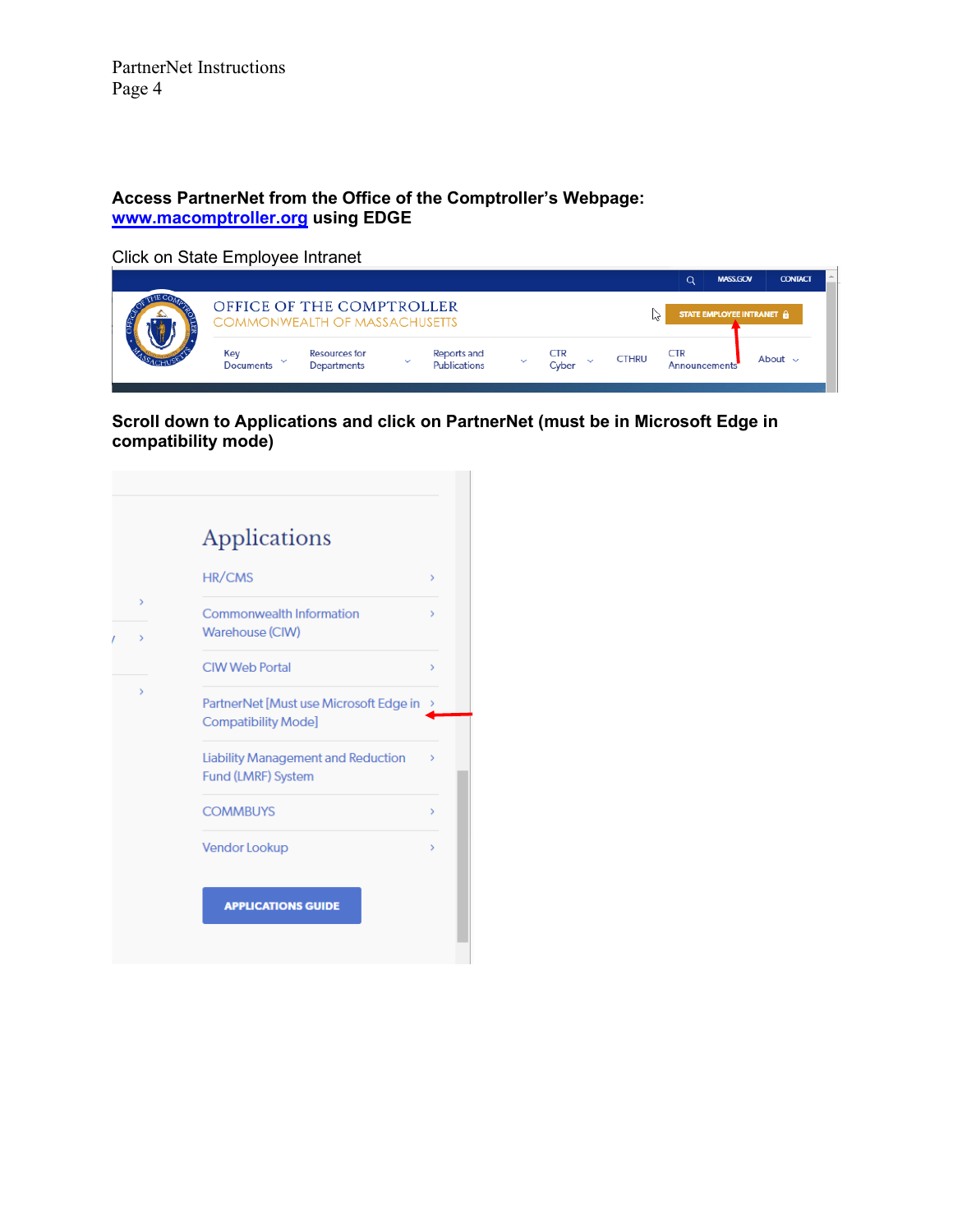**Access PartnerNet from the Office of the Comptroller's Webpage: [www.macomptroller.org](http://www.macomptroller.org) using EDGE**

Click on State Employee Intranet

**Scroll down to Applications and click on PartnerNet (must be in Microsoft Edge in compatibility mode)**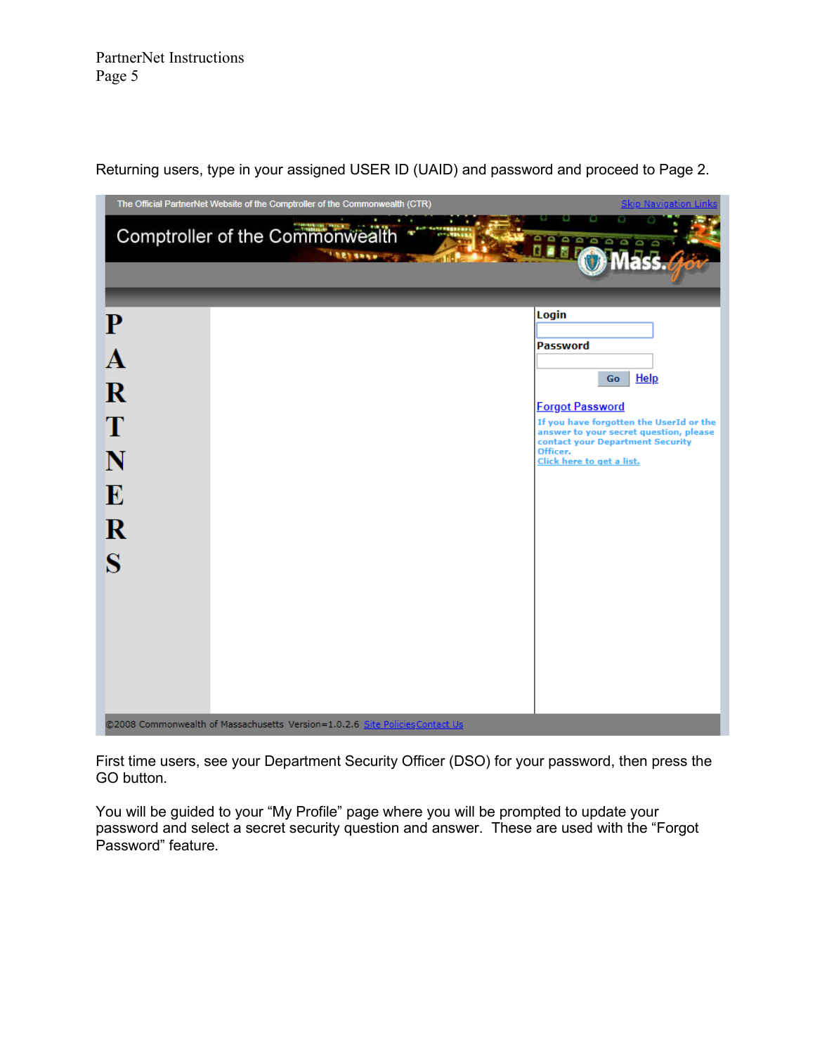Returning users, type in your assigned USER ID (UAID) and password and proceed to Page 2.

First time users, see your Department Security Officer (DSO) for your password, then press the GO button.

You will be guided to your "My Profile" page where you will be prompted to update your password and select a secret security question and answer. These are used with the "Forgot Password" feature.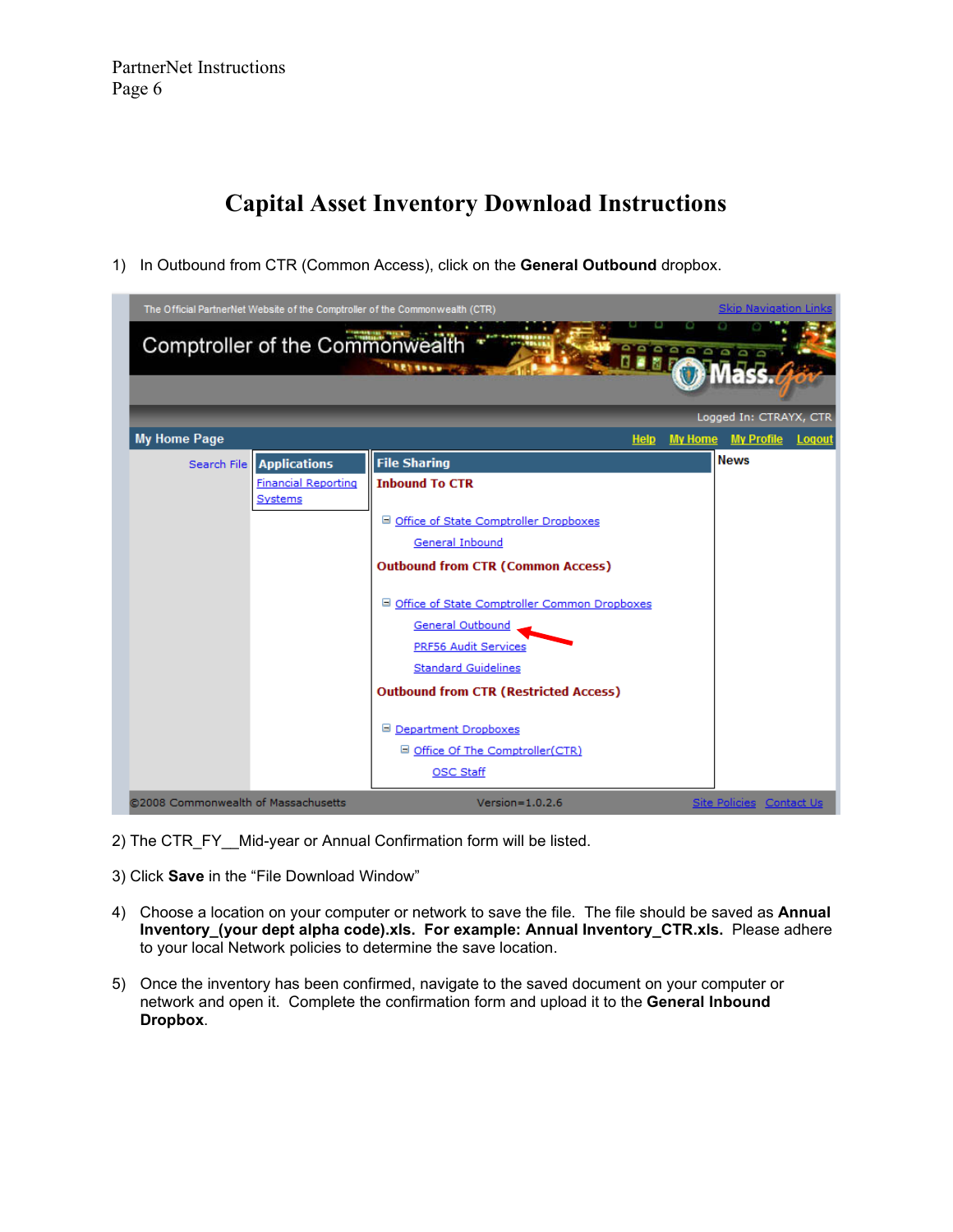# Capital Asset Inventory Download Instructions

1) In Outbound from CTR (Common Access), click on the **General Outbound** dropbox.

2) The CTR_FY__Mid-year or Annual Confirmation form will be listed.

3) Click **Save** in the "File Download Window"

4) Choose a location on your computer or network to save the file. The file should be saved as **Annual Inventory_(your dept alpha code).xls. For example: Annual Inventory_CTR.xls.** Please adhere to your local Network policies to determine the save location.

5) Once the inventory has been confirmed, navigate to the saved document on your computer or network and open it. Complete the confirmation form and upload it to the **General Inbound Dropbox**.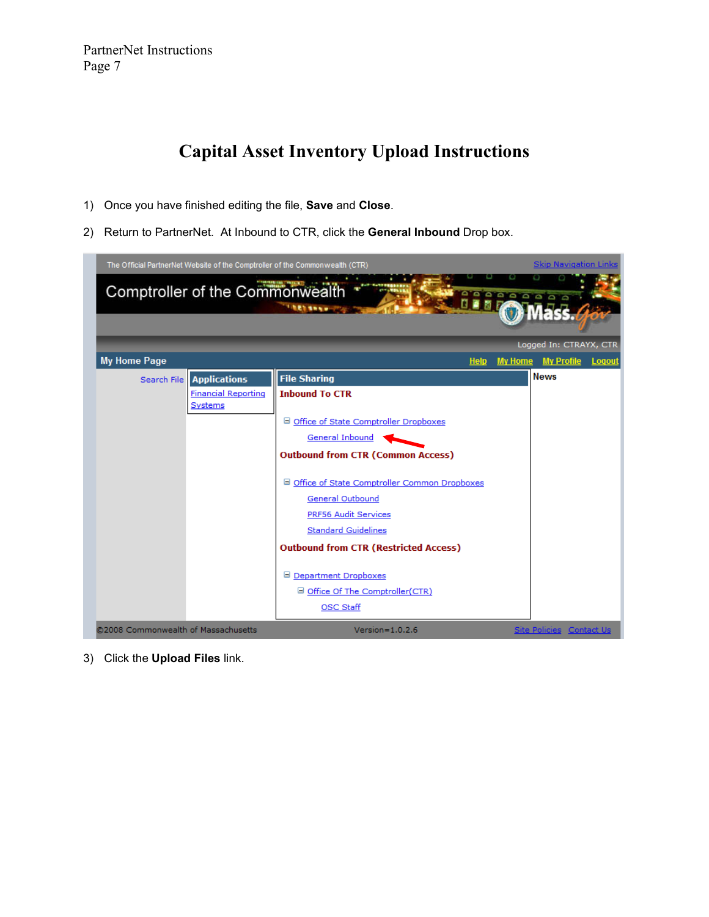# Capital Asset Inventory Upload Instructions

1) Once you have finished editing the file, **Save** and **Close**.

2) Return to PartnerNet. At Inbound to CTR, click the **General Inbound** Drop box.

The Official PartnerNet Website of the Comptroller of the Commonwealth (CTR) | Skip Navigation Links

Comptroller of the Commonwealth

Mass.Gov

Logged In: CTRAYX, CTR

My Home Page | Help | My Home | My Profile | Logout

Search File

**Applications**

Financial Reporting Systems

**File Sharing**

**Inbound To CTR**

- Office of State Comptroller Dropboxes
  - General Inbound

**Outbound from CTR (Common Access)**

- Office of State Comptroller Common Dropboxes
  - General Outbound
  - PRF56 Audit Services
  - Standard Guidelines

**Outbound from CTR (Restricted Access)**

- Department Dropboxes
  - Office Of The Comptroller(CTR)
    - OSC Staff

**News**

©2008 Commonwealth of Massachusetts | Version=1.0.2.6 | Site Policies | Contact Us

3) Click the **Upload Files** link.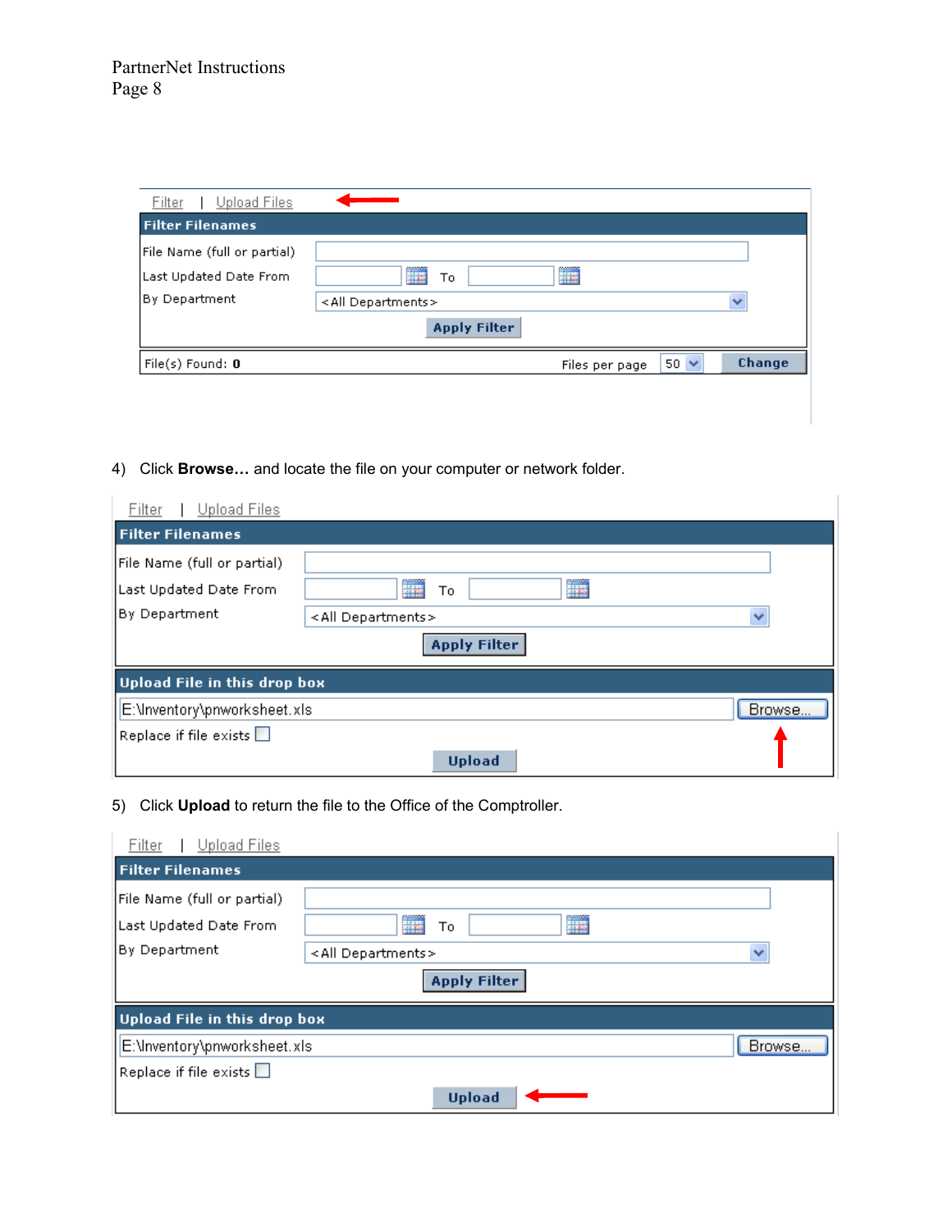Filter | Upload Files

**Filter Filenames**

File Name (full or partial)

Last Updated Date From  To

By Department <All Departments>

Apply Filter

File(s) Found: **0**  Files per page 50 Change

4) Click **Browse…** and locate the file on your computer or network folder.

Filter | Upload Files

**Filter Filenames**

File Name (full or partial)

Last Updated Date From  To

By Department <All Departments>

Apply Filter

**Upload File in this drop box**

E:\Inventory\pnworksheet.xls  Browse...

Replace if file exists

Upload

5) Click **Upload** to return the file to the Office of the Comptroller.

Filter | Upload Files

**Filter Filenames**

File Name (full or partial)

Last Updated Date From  To

By Department <All Departments>

Apply Filter

**Upload File in this drop box**

E:\Inventory\pnworksheet.xls  Browse...

Replace if file exists

Upload